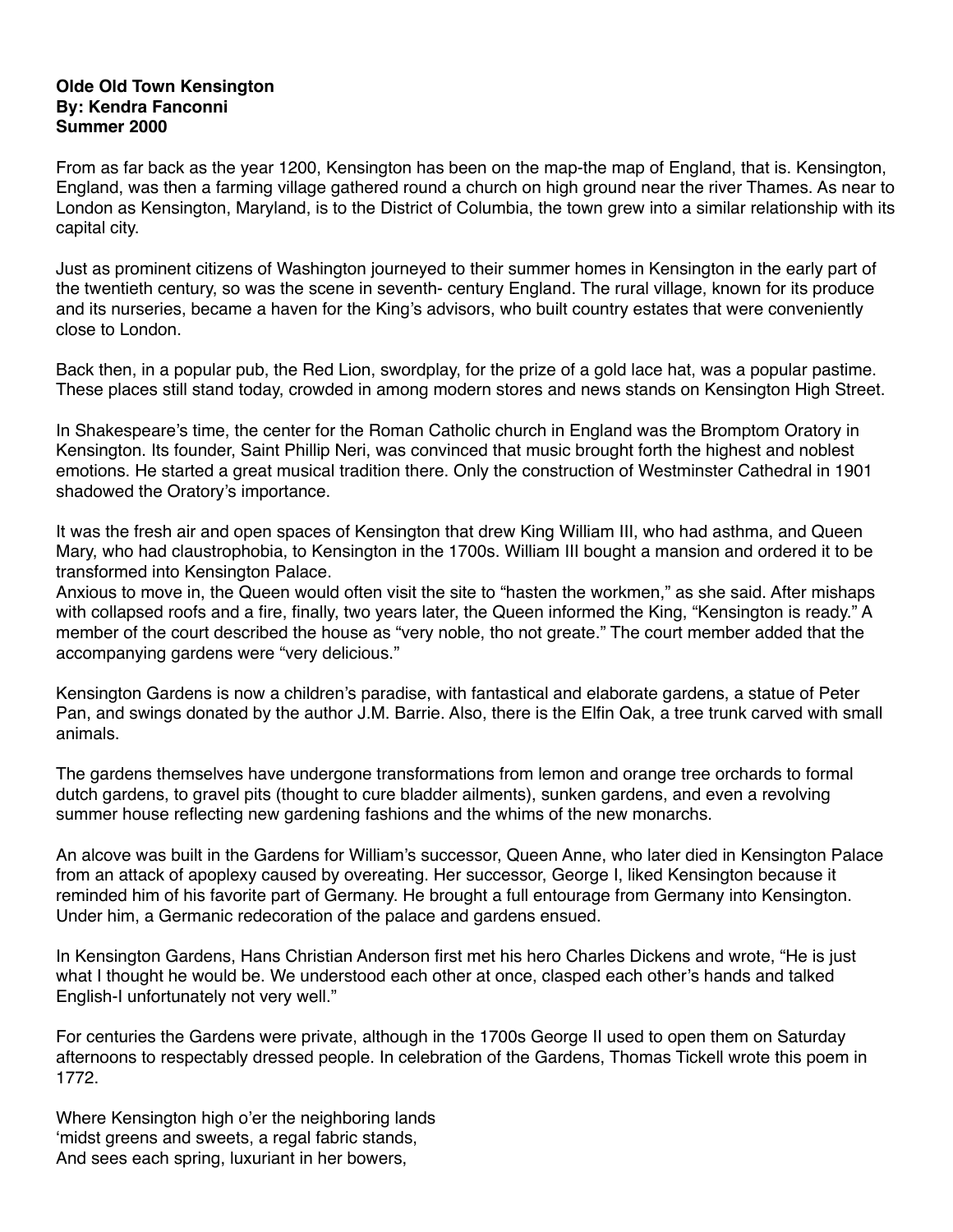**Olde Old Town Kensington**
**By: Kendra Fanconni**
**Summer 2000**

From as far back as the year 1200, Kensington has been on the map-the map of England, that is. Kensington, England, was then a farming village gathered round a church on high ground near the river Thames. As near to London as Kensington, Maryland, is to the District of Columbia, the town grew into a similar relationship with its capital city.

Just as prominent citizens of Washington journeyed to their summer homes in Kensington in the early part of the twentieth century, so was the scene in seventh- century England. The rural village, known for its produce and its nurseries, became a haven for the King's advisors, who built country estates that were conveniently close to London.

Back then, in a popular pub, the Red Lion, swordplay, for the prize of a gold lace hat, was a popular pastime. These places still stand today, crowded in among modern stores and news stands on Kensington High Street.

In Shakespeare's time, the center for the Roman Catholic church in England was the Bromptom Oratory in Kensington. Its founder, Saint Phillip Neri, was convinced that music brought forth the highest and noblest emotions. He started a great musical tradition there. Only the construction of Westminster Cathedral in 1901 shadowed the Oratory's importance.

It was the fresh air and open spaces of Kensington that drew King William III, who had asthma, and Queen Mary, who had claustrophobia, to Kensington in the 1700s. William III bought a mansion and ordered it to be transformed into Kensington Palace.
Anxious to move in, the Queen would often visit the site to "hasten the workmen," as she said. After mishaps with collapsed roofs and a fire, finally, two years later, the Queen informed the King, "Kensington is ready." A member of the court described the house as "very noble, tho not greate." The court member added that the accompanying gardens were "very delicious."

Kensington Gardens is now a children's paradise, with fantastical and elaborate gardens, a statue of Peter Pan, and swings donated by the author J.M. Barrie. Also, there is the Elfin Oak, a tree trunk carved with small animals.

The gardens themselves have undergone transformations from lemon and orange tree orchards to formal dutch gardens, to gravel pits (thought to cure bladder ailments), sunken gardens, and even a revolving summer house reflecting new gardening fashions and the whims of the new monarchs.

An alcove was built in the Gardens for William's successor, Queen Anne, who later died in Kensington Palace from an attack of apoplexy caused by overeating. Her successor, George I, liked Kensington because it reminded him of his favorite part of Germany. He brought a full entourage from Germany into Kensington. Under him, a Germanic redecoration of the palace and gardens ensued.

In Kensington Gardens, Hans Christian Anderson first met his hero Charles Dickens and wrote, "He is just what I thought he would be. We understood each other at once, clasped each other's hands and talked English-I unfortunately not very well."

For centuries the Gardens were private, although in the 1700s George II used to open them on Saturday afternoons to respectably dressed people. In celebration of the Gardens, Thomas Tickell wrote this poem in 1772.

Where Kensington high o'er the neighboring lands
'midst greens and sweets, a regal fabric stands,
And sees each spring, luxuriant in her bowers,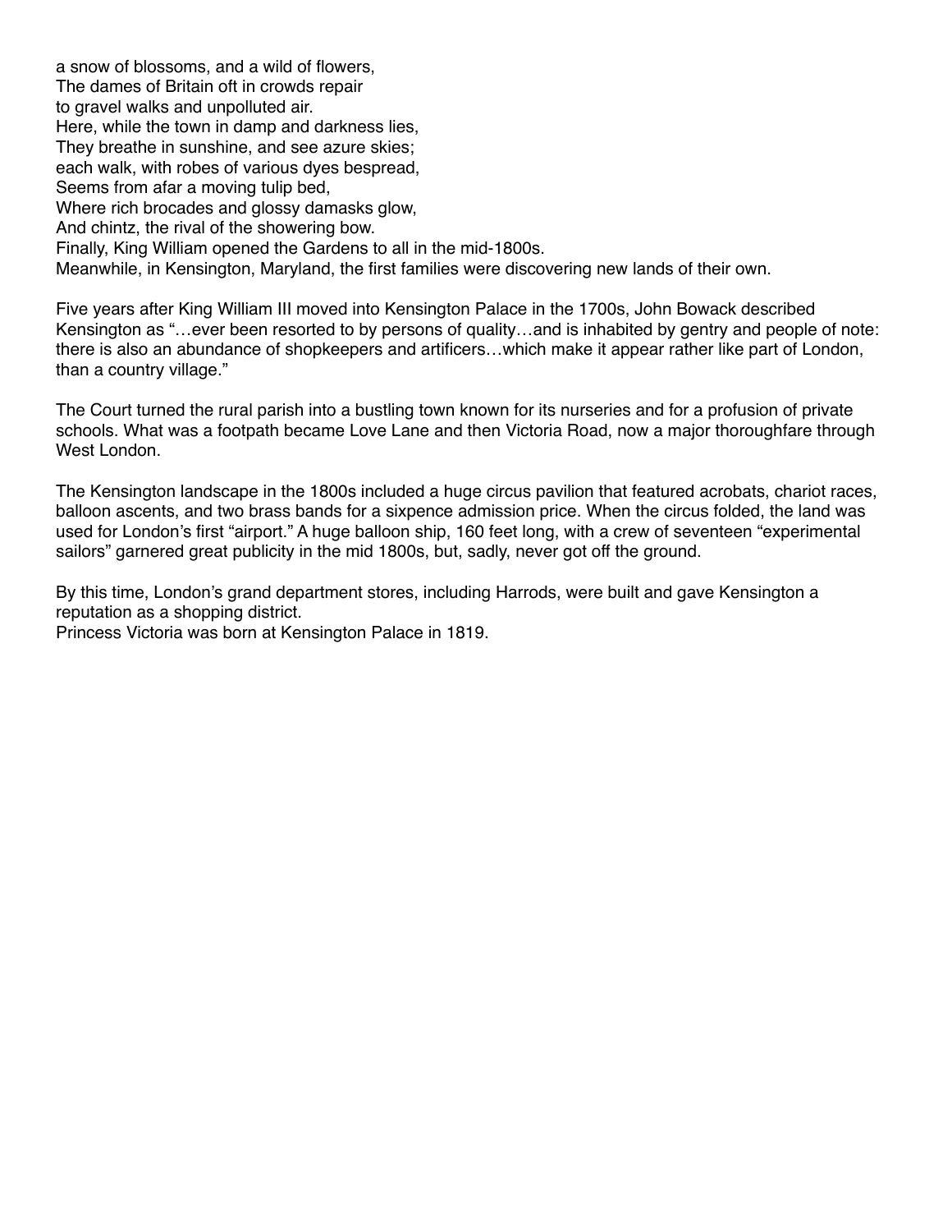a snow of blossoms, and a wild of flowers,  
The dames of Britain oft in crowds repair  
to gravel walks and unpolluted air.  
Here, while the town in damp and darkness lies,  
They breathe in sunshine, and see azure skies;  
each walk, with robes of various dyes bespread,  
Seems from afar a moving tulip bed,  
Where rich brocades and glossy damasks glow,  
And chintz, the rival of the showering bow.  
Finally, King William opened the Gardens to all in the mid-1800s.  
Meanwhile, in Kensington, Maryland, the first families were discovering new lands of their own.

Five years after King William III moved into Kensington Palace in the 1700s, John Bowack described Kensington as "…ever been resorted to by persons of quality…and is inhabited by gentry and people of note: there is also an abundance of shopkeepers and artificers…which make it appear rather like part of London, than a country village."

The Court turned the rural parish into a bustling town known for its nurseries and for a profusion of private schools. What was a footpath became Love Lane and then Victoria Road, now a major thoroughfare through West London.

The Kensington landscape in the 1800s included a huge circus pavilion that featured acrobats, chariot races, balloon ascents, and two brass bands for a sixpence admission price. When the circus folded, the land was used for London's first "airport." A huge balloon ship, 160 feet long, with a crew of seventeen "experimental sailors" garnered great publicity in the mid 1800s, but, sadly, never got off the ground.

By this time, London's grand department stores, including Harrods, were built and gave Kensington a reputation as a shopping district.  
Princess Victoria was born at Kensington Palace in 1819.